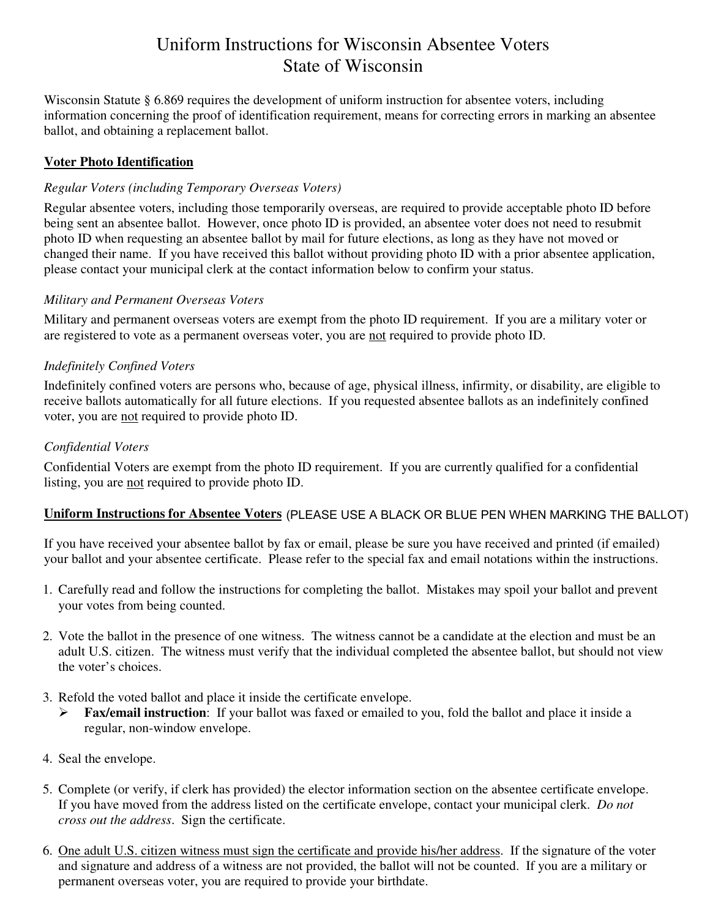# Uniform Instructions for Wisconsin Absentee Voters
# State of Wisconsin

Wisconsin Statute § 6.869 requires the development of uniform instruction for absentee voters, including information concerning the proof of identification requirement, means for correcting errors in marking an absentee ballot, and obtaining a replacement ballot.

## Voter Photo Identification

*Regular Voters (including Temporary Overseas Voters)*

Regular absentee voters, including those temporarily overseas, are required to provide acceptable photo ID before being sent an absentee ballot. However, once photo ID is provided, an absentee voter does not need to resubmit photo ID when requesting an absentee ballot by mail for future elections, as long as they have not moved or changed their name. If you have received this ballot without providing photo ID with a prior absentee application, please contact your municipal clerk at the contact information below to confirm your status.

*Military and Permanent Overseas Voters*

Military and permanent overseas voters are exempt from the photo ID requirement. If you are a military voter or are registered to vote as a permanent overseas voter, you are not required to provide photo ID.

*Indefinitely Confined Voters*

Indefinitely confined voters are persons who, because of age, physical illness, infirmity, or disability, are eligible to receive ballots automatically for all future elections. If you requested absentee ballots as an indefinitely confined voter, you are not required to provide photo ID.

*Confidential Voters*

Confidential Voters are exempt from the photo ID requirement. If you are currently qualified for a confidential listing, you are not required to provide photo ID.

## Uniform Instructions for Absentee Voters (PLEASE USE A BLACK OR BLUE PEN WHEN MARKING THE BALLOT)

If you have received your absentee ballot by fax or email, please be sure you have received and printed (if emailed) your ballot and your absentee certificate. Please refer to the special fax and email notations within the instructions.

1. Carefully read and follow the instructions for completing the ballot. Mistakes may spoil your ballot and prevent your votes from being counted.

2. Vote the ballot in the presence of one witness. The witness cannot be a candidate at the election and must be an adult U.S. citizen. The witness must verify that the individual completed the absentee ballot, but should not view the voter's choices.

3. Refold the voted ballot and place it inside the certificate envelope.
   - **Fax/email instruction**: If your ballot was faxed or emailed to you, fold the ballot and place it inside a regular, non-window envelope.

4. Seal the envelope.

5. Complete (or verify, if clerk has provided) the elector information section on the absentee certificate envelope. If you have moved from the address listed on the certificate envelope, contact your municipal clerk. *Do not cross out the address*. Sign the certificate.

6. One adult U.S. citizen witness must sign the certificate and provide his/her address. If the signature of the voter and signature and address of a witness are not provided, the ballot will not be counted. If you are a military or permanent overseas voter, you are required to provide your birthdate.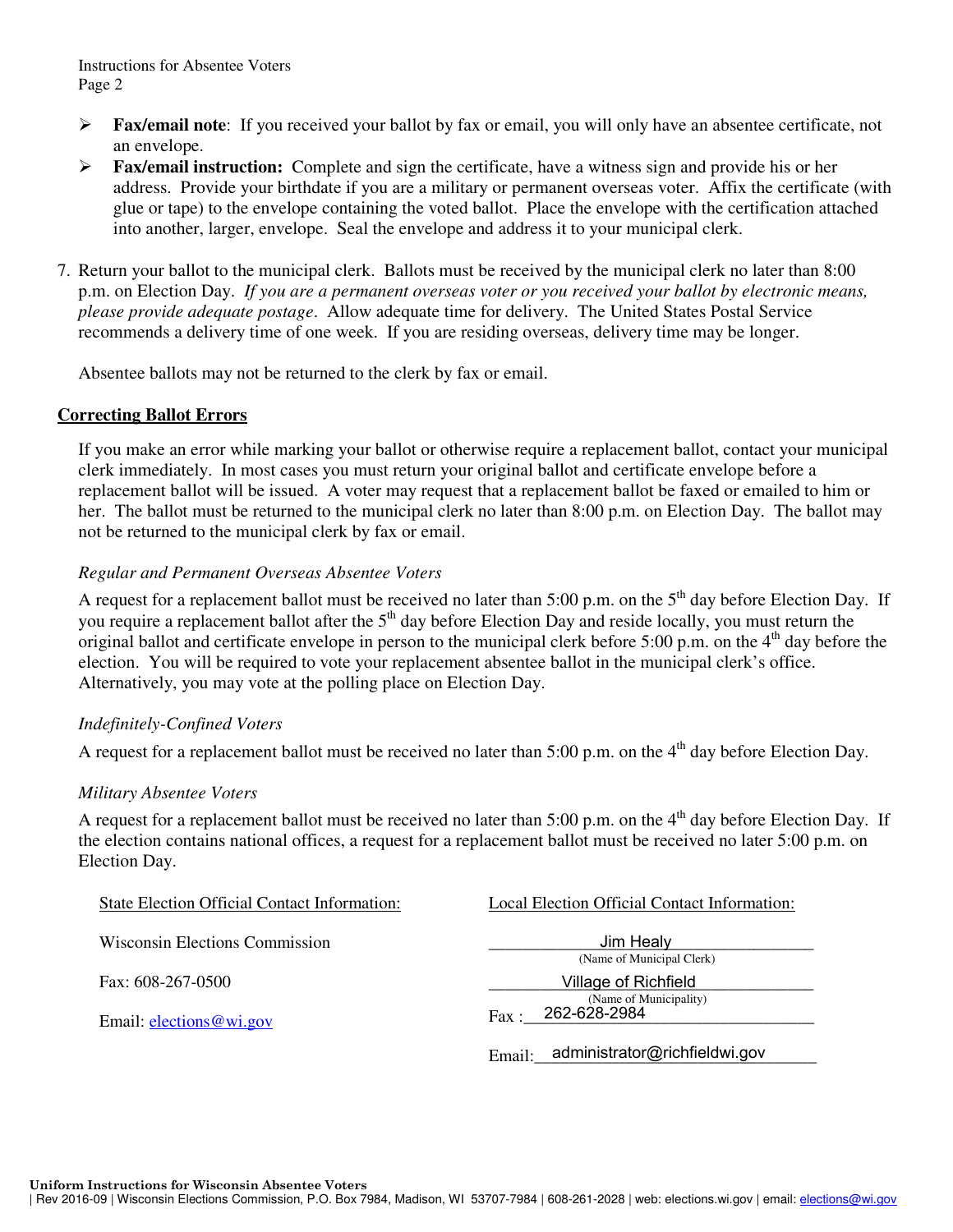- **Fax/email note**: If you received your ballot by fax or email, you will only have an absentee certificate, not an envelope.
- **Fax/email instruction:** Complete and sign the certificate, have a witness sign and provide his or her address. Provide your birthdate if you are a military or permanent overseas voter. Affix the certificate (with glue or tape) to the envelope containing the voted ballot. Place the envelope with the certification attached into another, larger, envelope. Seal the envelope and address it to your municipal clerk.

7. Return your ballot to the municipal clerk. Ballots must be received by the municipal clerk no later than 8:00 p.m. on Election Day. *If you are a permanent overseas voter or you received your ballot by electronic means, please provide adequate postage*. Allow adequate time for delivery. The United States Postal Service recommends a delivery time of one week. If you are residing overseas, delivery time may be longer.

   Absentee ballots may not be returned to the clerk by fax or email.

## Correcting Ballot Errors

If you make an error while marking your ballot or otherwise require a replacement ballot, contact your municipal clerk immediately. In most cases you must return your original ballot and certificate envelope before a replacement ballot will be issued. A voter may request that a replacement ballot be faxed or emailed to him or her. The ballot must be returned to the municipal clerk no later than 8:00 p.m. on Election Day. The ballot may not be returned to the municipal clerk by fax or email.

### *Regular and Permanent Overseas Absentee Voters*

A request for a replacement ballot must be received no later than 5:00 p.m. on the 5th day before Election Day. If you require a replacement ballot after the 5th day before Election Day and reside locally, you must return the original ballot and certificate envelope in person to the municipal clerk before 5:00 p.m. on the 4th day before the election. You will be required to vote your replacement absentee ballot in the municipal clerk's office. Alternatively, you may vote at the polling place on Election Day.

### *Indefinitely-Confined Voters*

A request for a replacement ballot must be received no later than 5:00 p.m. on the 4th day before Election Day.

### *Military Absentee Voters*

A request for a replacement ballot must be received no later than 5:00 p.m. on the 4th day before Election Day. If the election contains national offices, a request for a replacement ballot must be received no later 5:00 p.m. on Election Day.

State Election Official Contact Information:

Wisconsin Elections Commission

Fax: 608-267-0500

Email: elections@wi.gov

Local Election Official Contact Information:

Jim Healy
(Name of Municipal Clerk)

Village of Richfield
(Name of Municipality)

Fax : 262-628-2984

Email: administrator@richfieldwi.gov